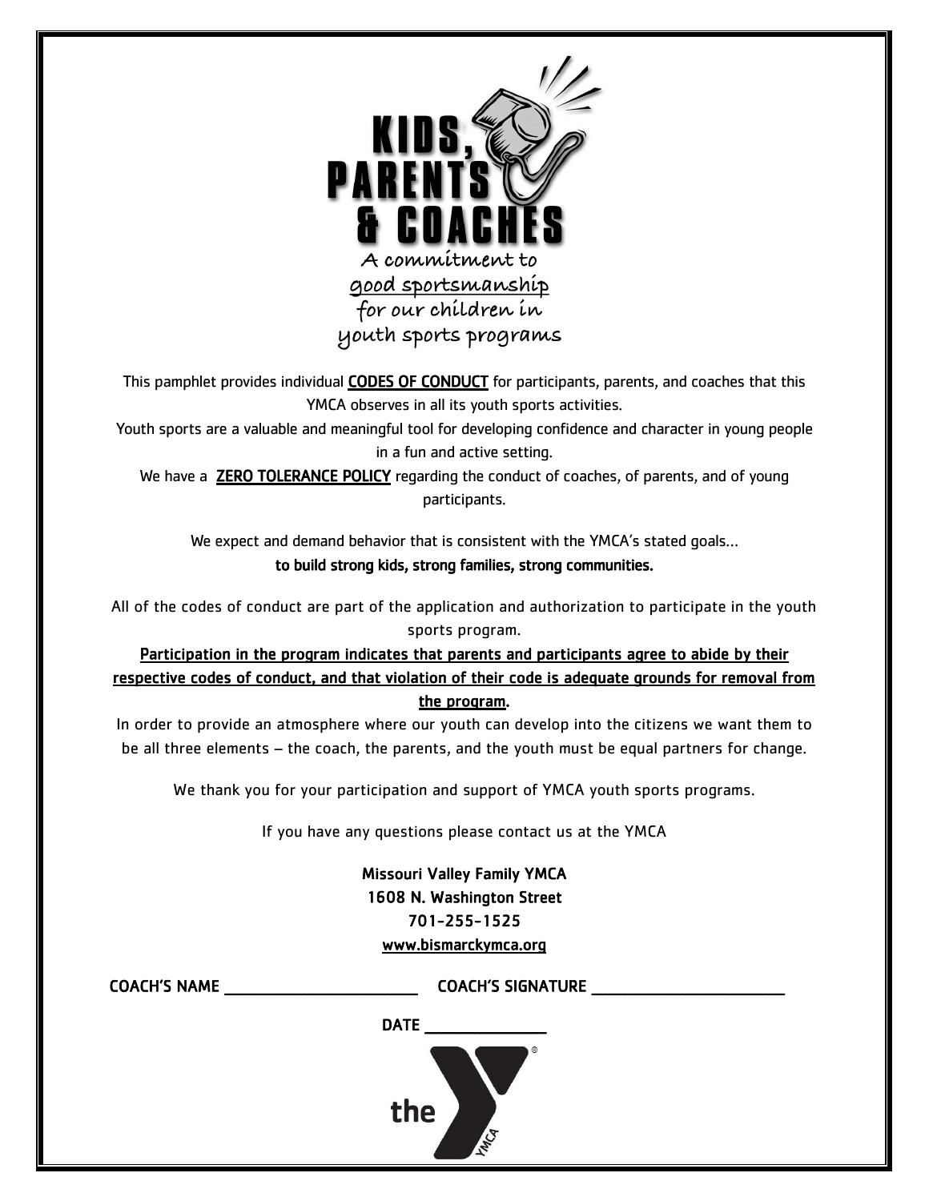# KIDS, PARENTS & COACHES

A commitment to
good sportsmanship
for our children in
youth sports programs

This pamphlet provides individual **CODES OF CONDUCT** for participants, parents, and coaches that this YMCA observes in all its youth sports activities.

Youth sports are a valuable and meaningful tool for developing confidence and character in young people in a fun and active setting.

We have a **ZERO TOLERANCE POLICY** regarding the conduct of coaches, of parents, and of young participants.

We expect and demand behavior that is consistent with the YMCA's stated goals…
**to build strong kids, strong families, strong communities.**

All of the codes of conduct are part of the application and authorization to participate in the youth sports program.

**Participation in the program indicates that parents and participants agree to abide by their respective codes of conduct, and that violation of their code is adequate grounds for removal from the program.**

In order to provide an atmosphere where our youth can develop into the citizens we want them to be all three elements – the coach, the parents, and the youth must be equal partners for change.

We thank you for your participation and support of YMCA youth sports programs.

If you have any questions please contact us at the YMCA

Missouri Valley Family YMCA
1608 N. Washington Street
701-255-1525
www.bismarckymca.org

COACH'S NAME ______________________ COACH'S SIGNATURE ______________________

DATE ______________

the YMCA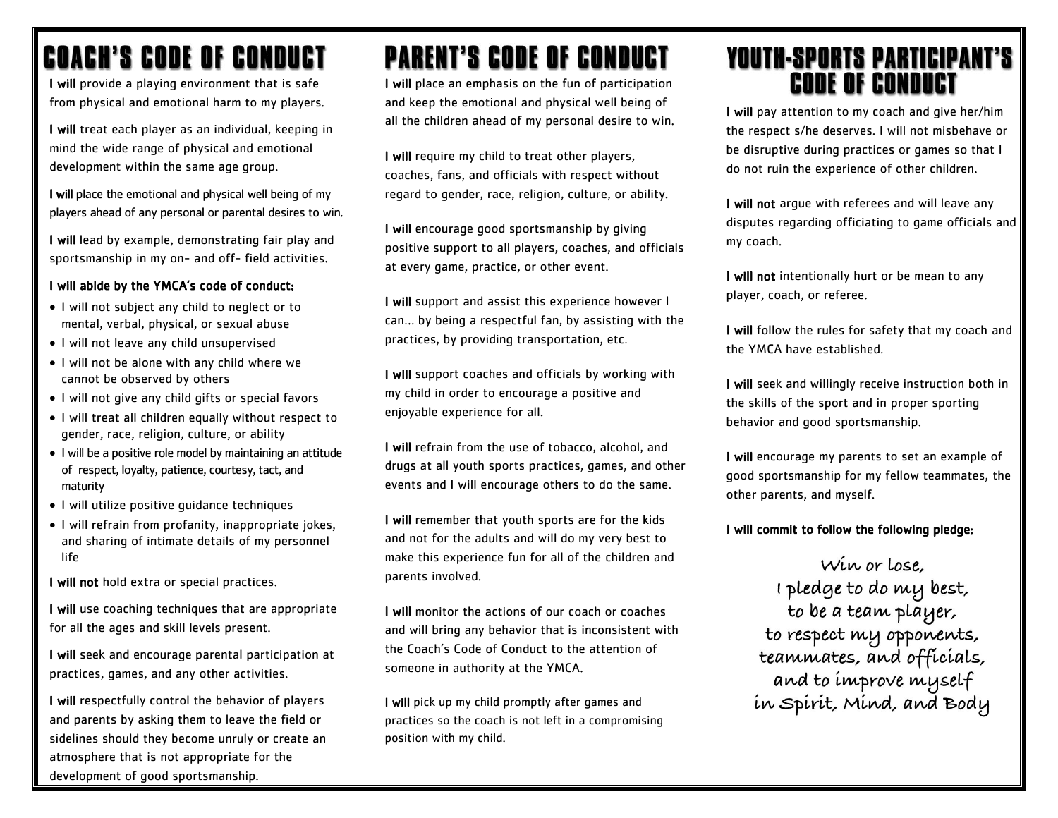# COACH'S CODE OF CONDUCT

**I will** provide a playing environment that is safe from physical and emotional harm to my players.

**I will** treat each player as an individual, keeping in mind the wide range of physical and emotional development within the same age group.

**I will** place the emotional and physical well being of my players ahead of any personal or parental desires to win.

**I will** lead by example, demonstrating fair play and sportsmanship in my on- and off- field activities.

**I will abide by the YMCA's code of conduct:**

- I will not subject any child to neglect or to mental, verbal, physical, or sexual abuse
- I will not leave any child unsupervised
- I will not be alone with any child where we cannot be observed by others
- I will not give any child gifts or special favors
- I will treat all children equally without respect to gender, race, religion, culture, or ability
- I will be a positive role model by maintaining an attitude of respect, loyalty, patience, courtesy, tact, and maturity
- I will utilize positive guidance techniques
- I will refrain from profanity, inappropriate jokes, and sharing of intimate details of my personnel life

**I will not** hold extra or special practices.

**I will** use coaching techniques that are appropriate for all the ages and skill levels present.

**I will** seek and encourage parental participation at practices, games, and any other activities.

**I will** respectfully control the behavior of players and parents by asking them to leave the field or sidelines should they become unruly or create an atmosphere that is not appropriate for the development of good sportsmanship.

# PARENT'S CODE OF CONDUCT

**I will** place an emphasis on the fun of participation and keep the emotional and physical well being of all the children ahead of my personal desire to win.

**I will** require my child to treat other players, coaches, fans, and officials with respect without regard to gender, race, religion, culture, or ability.

**I will** encourage good sportsmanship by giving positive support to all players, coaches, and officials at every game, practice, or other event.

**I will** support and assist this experience however I can... by being a respectful fan, by assisting with the practices, by providing transportation, etc.

**I will** support coaches and officials by working with my child in order to encourage a positive and enjoyable experience for all.

**I will** refrain from the use of tobacco, alcohol, and drugs at all youth sports practices, games, and other events and I will encourage others to do the same.

**I will** remember that youth sports are for the kids and not for the adults and will do my very best to make this experience fun for all of the children and parents involved.

**I will** monitor the actions of our coach or coaches and will bring any behavior that is inconsistent with the Coach's Code of Conduct to the attention of someone in authority at the YMCA.

**I will** pick up my child promptly after games and practices so the coach is not left in a compromising position with my child.

# YOUTH-SPORTS PARTICIPANT'S CODE OF CONDUCT

**I will** pay attention to my coach and give her/him the respect s/he deserves. I will not misbehave or be disruptive during practices or games so that I do not ruin the experience of other children.

**I will not** argue with referees and will leave any disputes regarding officiating to game officials and my coach.

**I will not** intentionally hurt or be mean to any player, coach, or referee.

**I will** follow the rules for safety that my coach and the YMCA have established.

**I will** seek and willingly receive instruction both in the skills of the sport and in proper sporting behavior and good sportsmanship.

**I will** encourage my parents to set an example of good sportsmanship for my fellow teammates, the other parents, and myself.

**I will commit to follow the following pledge:**

**Win or lose,
I pledge to do my best,
to be a team player,
to respect my opponents,
teammates, and officials,
and to improve myself
in Spirit, Mind, and Body**